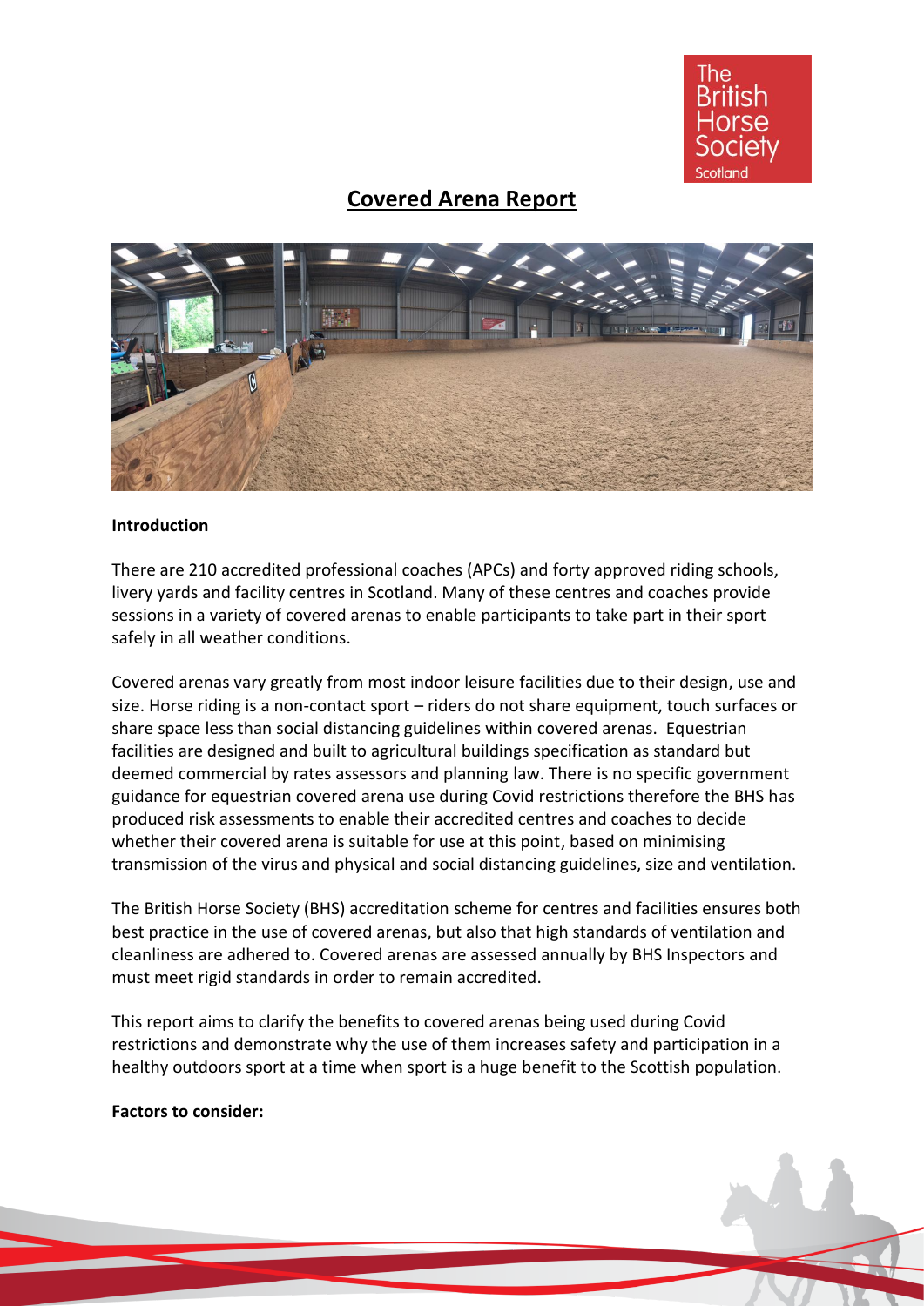# Covered Arena Report

**Introduction**

There are 210 accredited professional coaches (APCs) and forty approved riding schools, livery yards and facility centres in Scotland. Many of these centres and coaches provide sessions in a variety of covered arenas to enable participants to take part in their sport safely in all weather conditions.

Covered arenas vary greatly from most indoor leisure facilities due to their design, use and size. Horse riding is a non-contact sport – riders do not share equipment, touch surfaces or share space less than social distancing guidelines within covered arenas. Equestrian facilities are designed and built to agricultural buildings specification as standard but deemed commercial by rates assessors and planning law. There is no specific government guidance for equestrian covered arena use during Covid restrictions therefore the BHS has produced risk assessments to enable their accredited centres and coaches to decide whether their covered arena is suitable for use at this point, based on minimising transmission of the virus and physical and social distancing guidelines, size and ventilation.

The British Horse Society (BHS) accreditation scheme for centres and facilities ensures both best practice in the use of covered arenas, but also that high standards of ventilation and cleanliness are adhered to. Covered arenas are assessed annually by BHS Inspectors and must meet rigid standards in order to remain accredited.

This report aims to clarify the benefits to covered arenas being used during Covid restrictions and demonstrate why the use of them increases safety and participation in a healthy outdoors sport at a time when sport is a huge benefit to the Scottish population.

**Factors to consider:**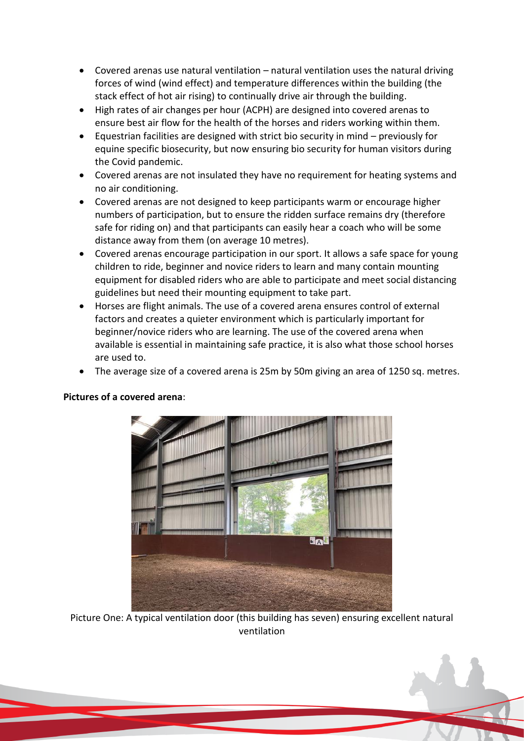- Covered arenas use natural ventilation – natural ventilation uses the natural driving forces of wind (wind effect) and temperature differences within the building (the stack effect of hot air rising) to continually drive air through the building.
- High rates of air changes per hour (ACPH) are designed into covered arenas to ensure best air flow for the health of the horses and riders working within them.
- Equestrian facilities are designed with strict bio security in mind – previously for equine specific biosecurity, but now ensuring bio security for human visitors during the Covid pandemic.
- Covered arenas are not insulated they have no requirement for heating systems and no air conditioning.
- Covered arenas are not designed to keep participants warm or encourage higher numbers of participation, but to ensure the ridden surface remains dry (therefore safe for riding on) and that participants can easily hear a coach who will be some distance away from them (on average 10 metres).
- Covered arenas encourage participation in our sport. It allows a safe space for young children to ride, beginner and novice riders to learn and many contain mounting equipment for disabled riders who are able to participate and meet social distancing guidelines but need their mounting equipment to take part.
- Horses are flight animals. The use of a covered arena ensures control of external factors and creates a quieter environment which is particularly important for beginner/novice riders who are learning. The use of the covered arena when available is essential in maintaining safe practice, it is also what those school horses are used to.
- The average size of a covered arena is 25m by 50m giving an area of 1250 sq. metres.

**Pictures of a covered arena**:

Picture One: A typical ventilation door (this building has seven) ensuring excellent natural ventilation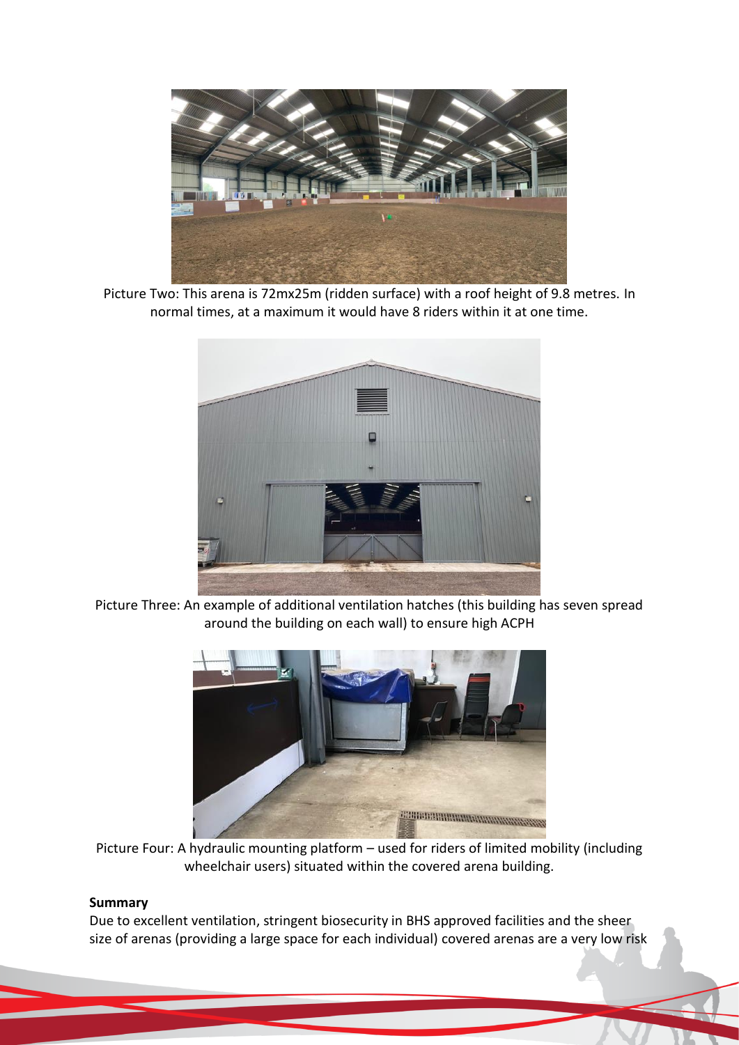Picture Two: This arena is 72mx25m (ridden surface) with a roof height of 9.8 metres. In normal times, at a maximum it would have 8 riders within it at one time.

Picture Three: An example of additional ventilation hatches (this building has seven spread around the building on each wall) to ensure high ACPH

Picture Four: A hydraulic mounting platform – used for riders of limited mobility (including wheelchair users) situated within the covered arena building.

**Summary**

Due to excellent ventilation, stringent biosecurity in BHS approved facilities and the sheer size of arenas (providing a large space for each individual) covered arenas are a very low risk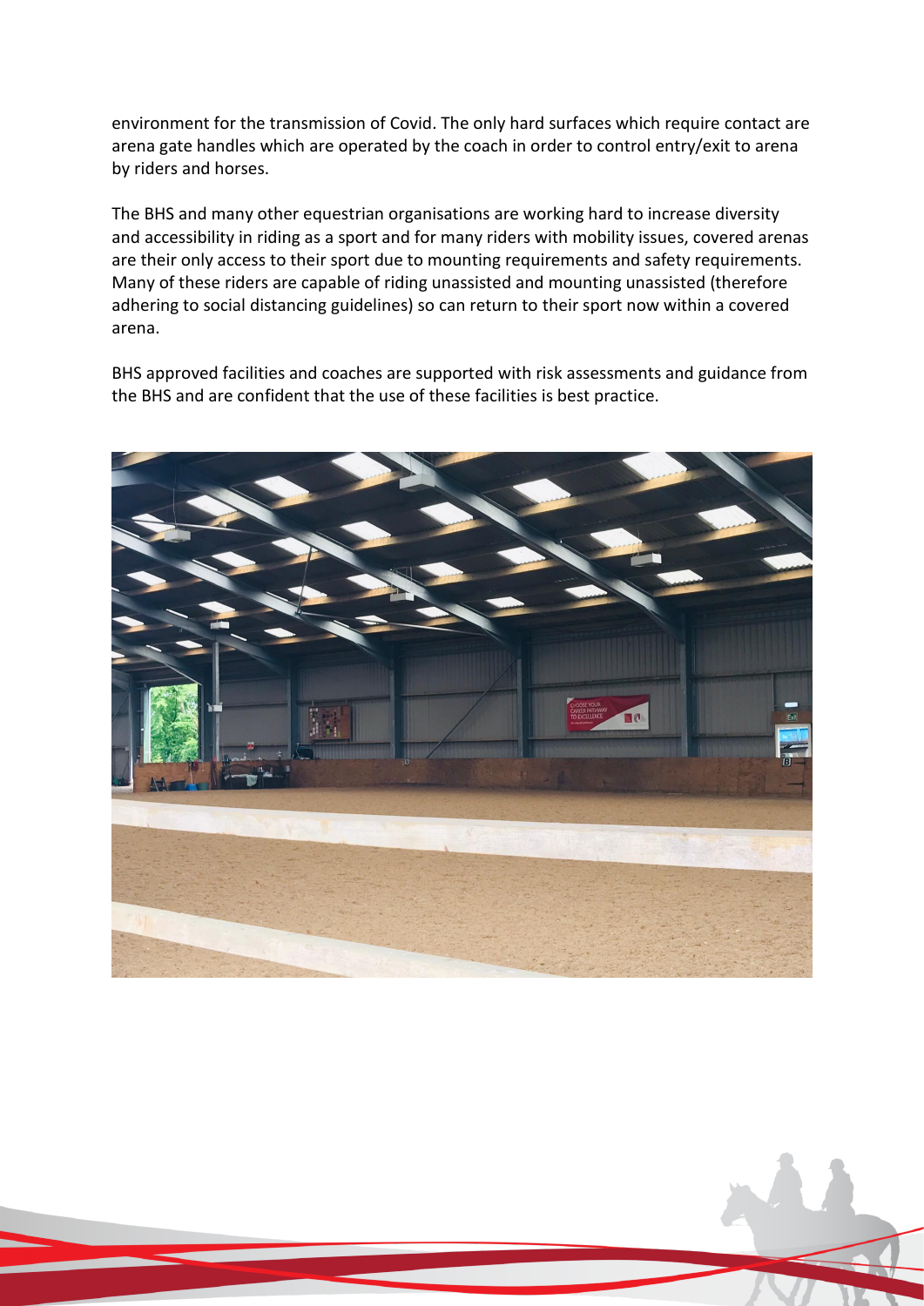environment for the transmission of Covid. The only hard surfaces which require contact are arena gate handles which are operated by the coach in order to control entry/exit to arena by riders and horses.

The BHS and many other equestrian organisations are working hard to increase diversity and accessibility in riding as a sport and for many riders with mobility issues, covered arenas are their only access to their sport due to mounting requirements and safety requirements. Many of these riders are capable of riding unassisted and mounting unassisted (therefore adhering to social distancing guidelines) so can return to their sport now within a covered arena.

BHS approved facilities and coaches are supported with risk assessments and guidance from the BHS and are confident that the use of these facilities is best practice.